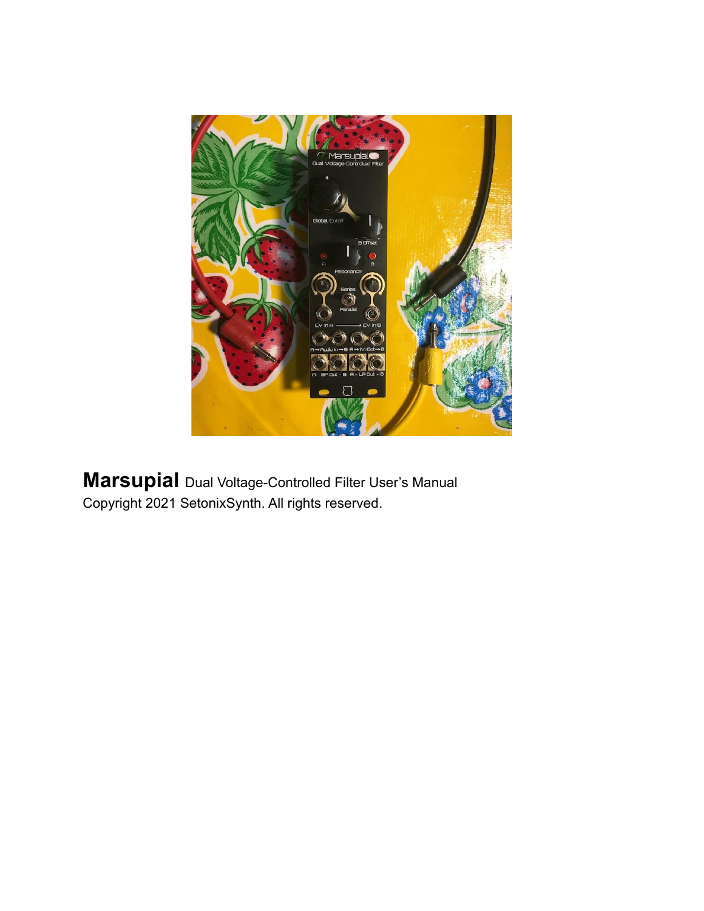**Marsupial** Dual Voltage-Controlled Filter User's Manual

Copyright 2021 SetonixSynth. All rights reserved.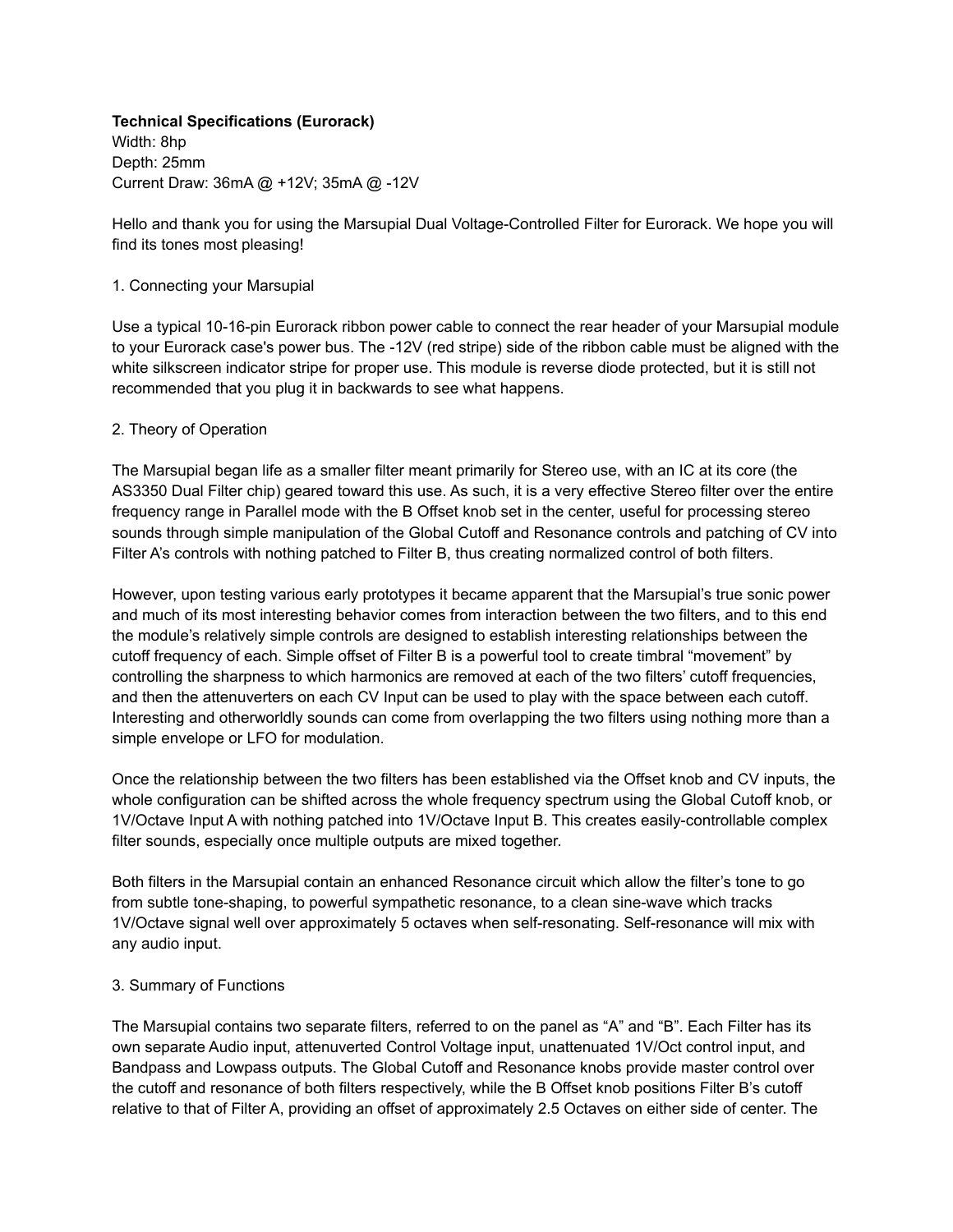**Technical Specifications (Eurorack)**
Width: 8hp
Depth: 25mm
Current Draw: 36mA @ +12V; 35mA @ -12V

Hello and thank you for using the Marsupial Dual Voltage-Controlled Filter for Eurorack. We hope you will find its tones most pleasing!

1. Connecting your Marsupial

Use a typical 10-16-pin Eurorack ribbon power cable to connect the rear header of your Marsupial module to your Eurorack case's power bus. The -12V (red stripe) side of the ribbon cable must be aligned with the white silkscreen indicator stripe for proper use. This module is reverse diode protected, but it is still not recommended that you plug it in backwards to see what happens.

2. Theory of Operation

The Marsupial began life as a smaller filter meant primarily for Stereo use, with an IC at its core (the AS3350 Dual Filter chip) geared toward this use. As such, it is a very effective Stereo filter over the entire frequency range in Parallel mode with the B Offset knob set in the center, useful for processing stereo sounds through simple manipulation of the Global Cutoff and Resonance controls and patching of CV into Filter A's controls with nothing patched to Filter B, thus creating normalized control of both filters.

However, upon testing various early prototypes it became apparent that the Marsupial's true sonic power and much of its most interesting behavior comes from interaction between the two filters, and to this end the module's relatively simple controls are designed to establish interesting relationships between the cutoff frequency of each. Simple offset of Filter B is a powerful tool to create timbral "movement" by controlling the sharpness to which harmonics are removed at each of the two filters' cutoff frequencies, and then the attenuverters on each CV Input can be used to play with the space between each cutoff. Interesting and otherworldly sounds can come from overlapping the two filters using nothing more than a simple envelope or LFO for modulation.

Once the relationship between the two filters has been established via the Offset knob and CV inputs, the whole configuration can be shifted across the whole frequency spectrum using the Global Cutoff knob, or 1V/Octave Input A with nothing patched into 1V/Octave Input B. This creates easily-controllable complex filter sounds, especially once multiple outputs are mixed together.

Both filters in the Marsupial contain an enhanced Resonance circuit which allow the filter's tone to go from subtle tone-shaping, to powerful sympathetic resonance, to a clean sine-wave which tracks 1V/Octave signal well over approximately 5 octaves when self-resonating. Self-resonance will mix with any audio input.

3. Summary of Functions

The Marsupial contains two separate filters, referred to on the panel as "A" and "B". Each Filter has its own separate Audio input, attenuverted Control Voltage input, unattenuated 1V/Oct control input, and Bandpass and Lowpass outputs. The Global Cutoff and Resonance knobs provide master control over the cutoff and resonance of both filters respectively, while the B Offset knob positions Filter B's cutoff relative to that of Filter A, providing an offset of approximately 2.5 Octaves on either side of center. The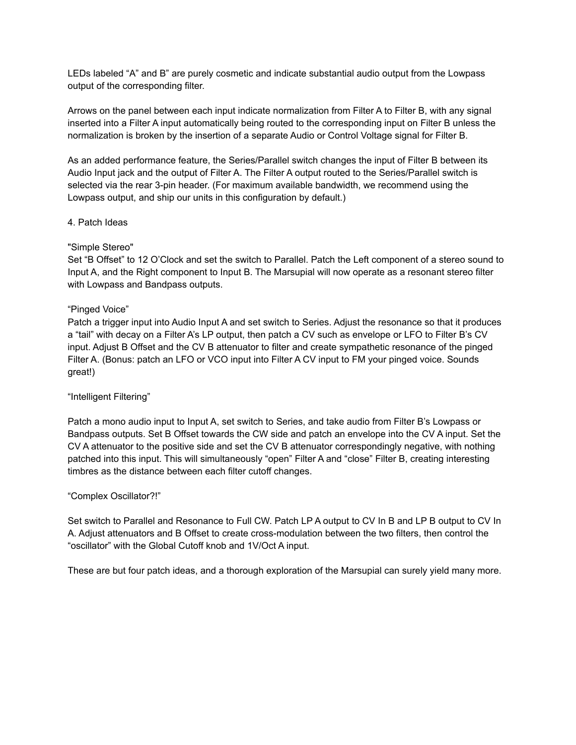LEDs labeled “A” and B” are purely cosmetic and indicate substantial audio output from the Lowpass output of the corresponding filter.

Arrows on the panel between each input indicate normalization from Filter A to Filter B, with any signal inserted into a Filter A input automatically being routed to the corresponding input on Filter B unless the normalization is broken by the insertion of a separate Audio or Control Voltage signal for Filter B.

As an added performance feature, the Series/Parallel switch changes the input of Filter B between its Audio Input jack and the output of Filter A. The Filter A output routed to the Series/Parallel switch is selected via the rear 3-pin header. (For maximum available bandwidth, we recommend using the Lowpass output, and ship our units in this configuration by default.)

## 4. Patch Ideas

### "Simple Stereo"

Set “B Offset” to 12 O’Clock and set the switch to Parallel. Patch the Left component of a stereo sound to Input A, and the Right component to Input B. The Marsupial will now operate as a resonant stereo filter with Lowpass and Bandpass outputs.

### “Pinged Voice”

Patch a trigger input into Audio Input A and set switch to Series. Adjust the resonance so that it produces a “tail” with decay on a Filter A’s LP output, then patch a CV such as envelope or LFO to Filter B’s CV input. Adjust B Offset and the CV B attenuator to filter and create sympathetic resonance of the pinged Filter A. (Bonus: patch an LFO or VCO input into Filter A CV input to FM your pinged voice. Sounds great!)

### “Intelligent Filtering”

Patch a mono audio input to Input A, set switch to Series, and take audio from Filter B’s Lowpass or Bandpass outputs. Set B Offset towards the CW side and patch an envelope into the CV A input. Set the CV A attenuator to the positive side and set the CV B attenuator correspondingly negative, with nothing patched into this input. This will simultaneously “open” Filter A and “close” Filter B, creating interesting timbres as the distance between each filter cutoff changes.

### “Complex Oscillator?!”

Set switch to Parallel and Resonance to Full CW. Patch LP A output to CV In B and LP B output to CV In A. Adjust attenuators and B Offset to create cross-modulation between the two filters, then control the “oscillator” with the Global Cutoff knob and 1V/Oct A input.

These are but four patch ideas, and a thorough exploration of the Marsupial can surely yield many more.